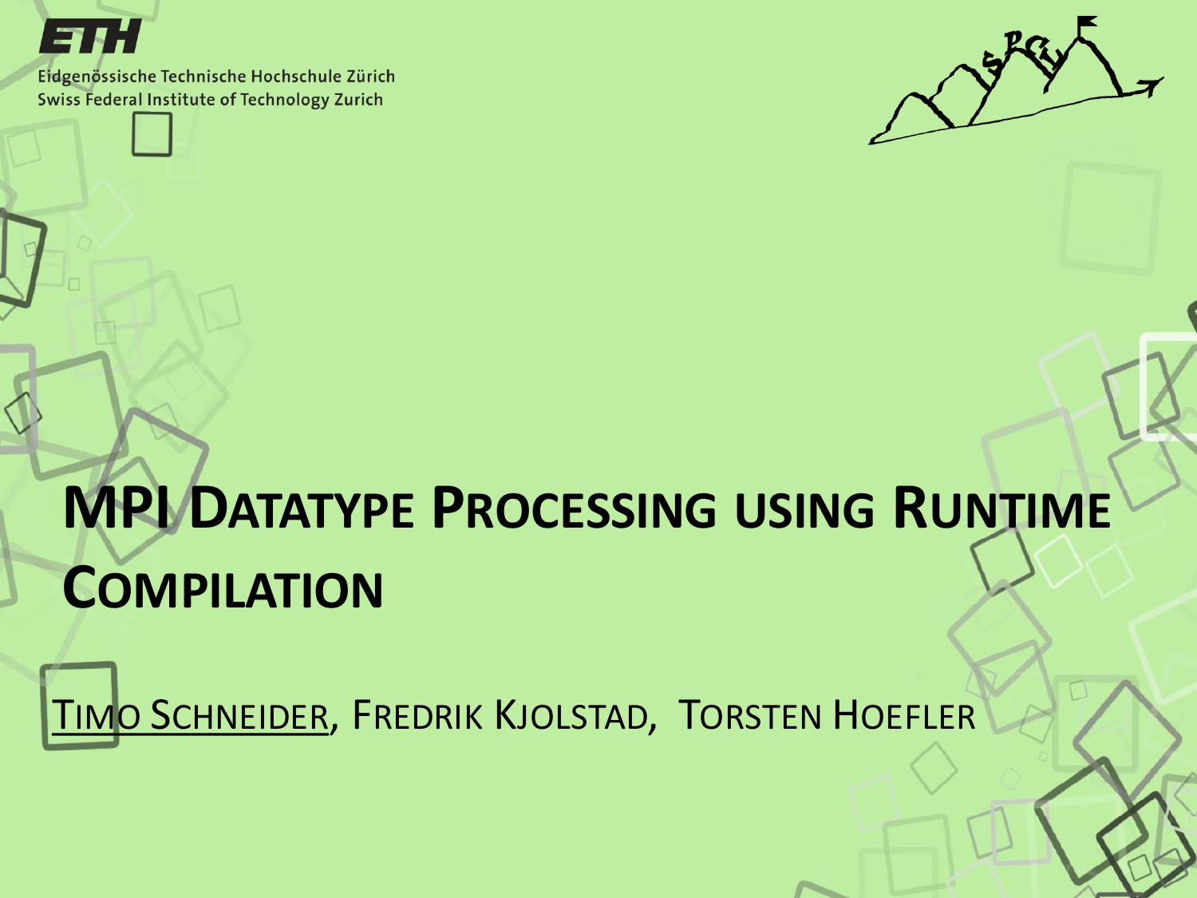Eidgenössische Technische Hochschule Zürich
Swiss Federal Institute of Technology Zurich

# MPI Datatype Processing using Runtime Compilation

Timo Schneider, Fredrik Kjolstad, Torsten Hoefler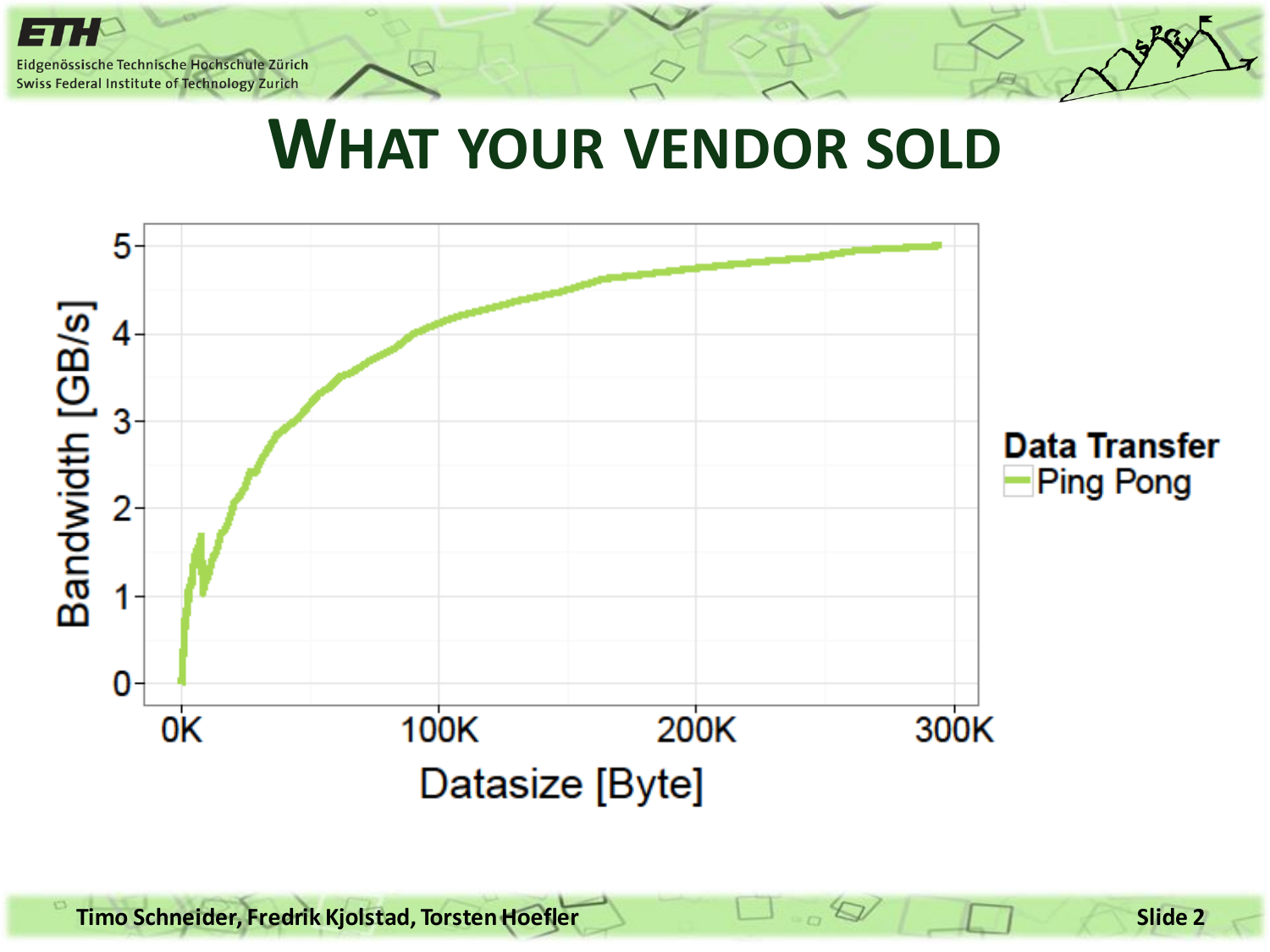# What your vendor sold

Bandwidth [GB/s]

5
4
3
2
1
0

0K 100K 200K 300K

Datasize [Byte]

**Data Transfer**
Ping Pong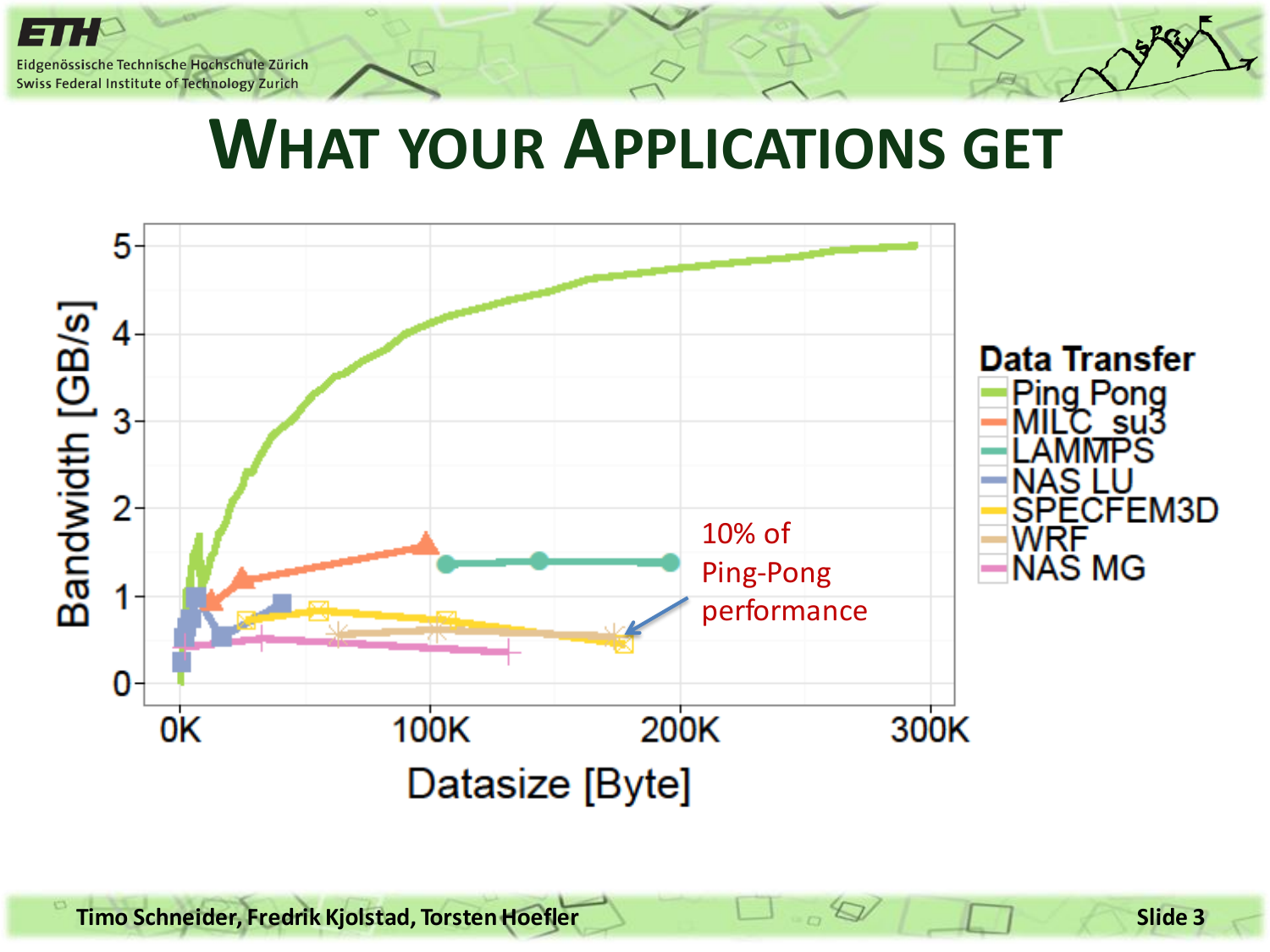# What your Applications get

Bandwidth [GB/s]

Datasize [Byte]

0K 100K 200K 300K

0 1 2 3 4 5

**Data Transfer**

- Ping Pong
- MILC_su3
- LAMMPS
- NAS LU
- SPECFEM3D
- WRF
- NAS MG

10% of Ping-Pong performance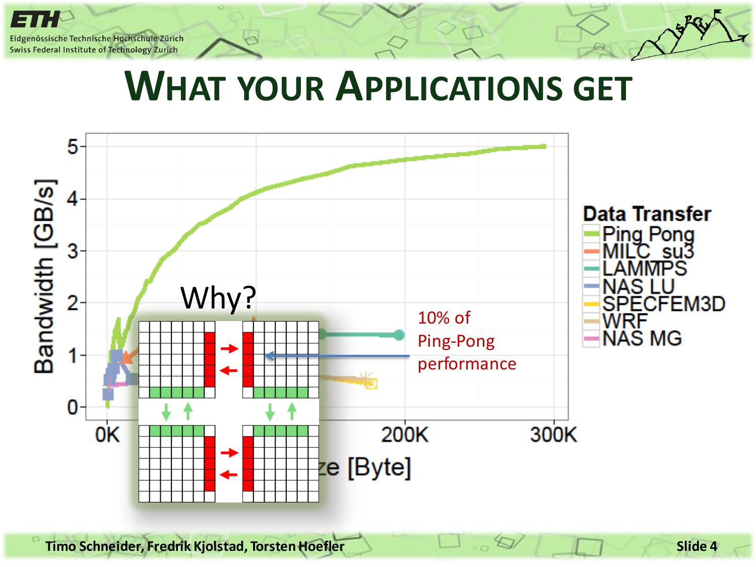# What your Applications get

Bandwidth [GB/s]

5
4
3
2
1
0

0K
200K
300K

ze [Byte]

**Data Transfer**

- Ping Pong
- MILC_su3
- LAMMPS
- NAS LU
- SPECFEM3D
- WRF
- NAS MG

Why?

10% of Ping-Pong performance

Timo Schneider, Fredrik Kjolstad, Torsten Hoefler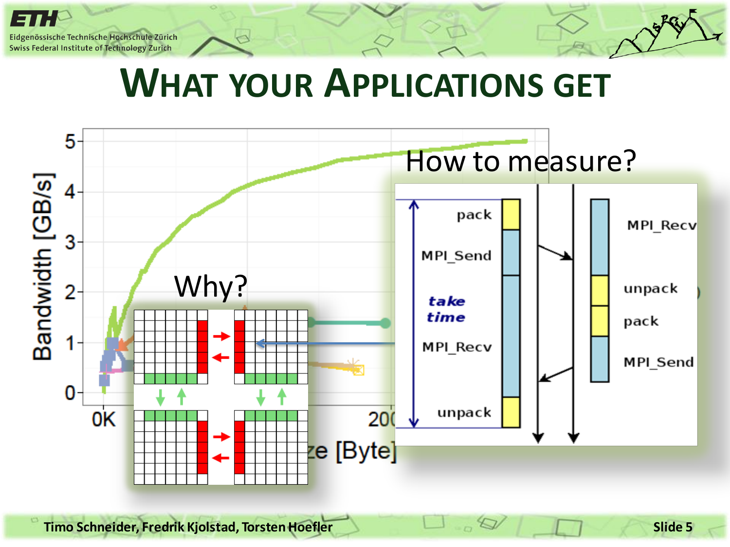# What your Applications get

Bandwidth [GB/s]

5
4
3
2
1
0

0K

200

...ze [Byte]

Why?

How to measure?

pack

MPI_Send

*take time*

MPI_Recv

unpack

MPI_Recv

unpack

pack

MPI_Send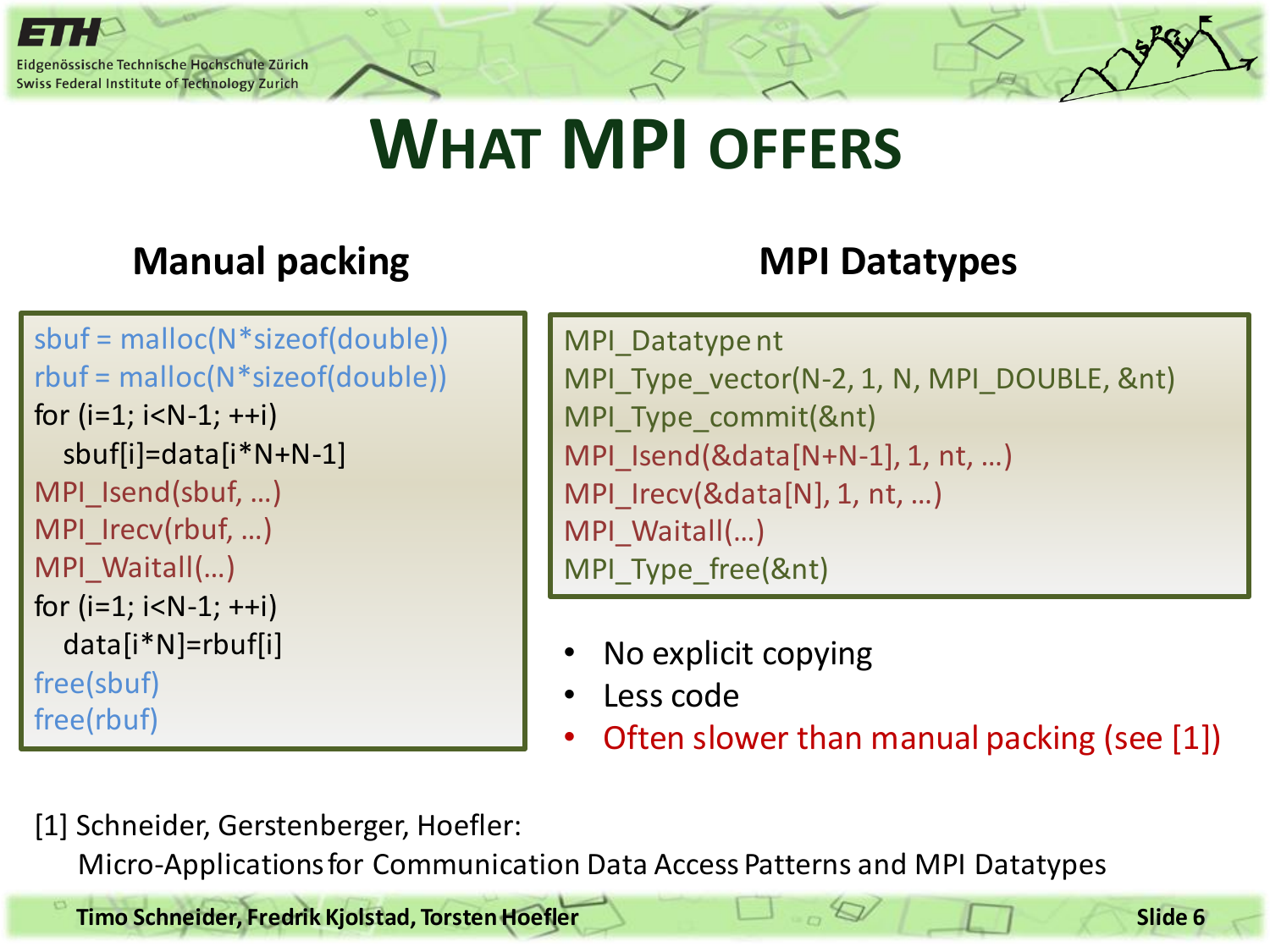# What MPI offers

## Manual packing

```
sbuf = malloc(N*sizeof(double))
rbuf = malloc(N*sizeof(double))
for (i=1; i<N-1; ++i)
  sbuf[i]=data[i*N+N-1]
MPI_Isend(sbuf, …)
MPI_Irecv(rbuf, …)
MPI_Waitall(…)
for (i=1; i<N-1; ++i)
  data[i*N]=rbuf[i]
free(sbuf)
free(rbuf)
```

## MPI Datatypes

```
MPI_Datatype nt
MPI_Type_vector(N-2, 1, N, MPI_DOUBLE, &nt)
MPI_Type_commit(&nt)
MPI_Isend(&data[N+N-1], 1, nt, …)
MPI_Irecv(&data[N], 1, nt, …)
MPI_Waitall(…)
MPI_Type_free(&nt)
```

- No explicit copying
- Less code
- Often slower than manual packing (see [1])

[1] Schneider, Gerstenberger, Hoefler:
Micro-Applications for Communication Data Access Patterns and MPI Datatypes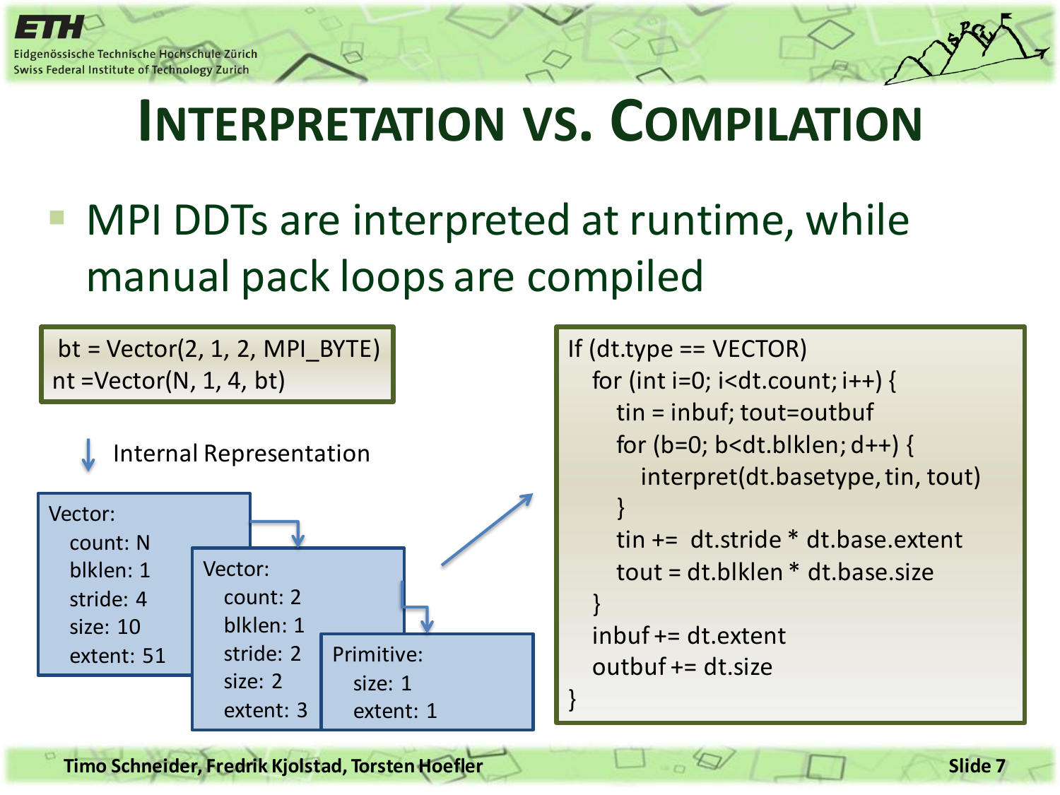# Interpretation vs. Compilation

- MPI DDTs are interpreted at runtime, while manual pack loops are compiled

```
bt = Vector(2, 1, 2, MPI_BYTE)
nt =Vector(N, 1, 4, bt)
```

↓ Internal Representation

Vector:
- count: N
- blklen: 1
- stride: 4
- size: 10
- extent: 51

Vector:
- count: 2
- blklen: 1
- stride: 2
- size: 2
- extent: 3

Primitive:
- size: 1
- extent: 1

```
If (dt.type == VECTOR)
   for (int i=0; i<dt.count; i++) {
      tin = inbuf; tout=outbuf
      for (b=0; b<dt.blklen; d++) {
         interpret(dt.basetype, tin, tout)
      }
      tin +=  dt.stride * dt.base.extent
      tout = dt.blklen * dt.base.size
   }
   inbuf += dt.extent
   outbuf += dt.size
}
```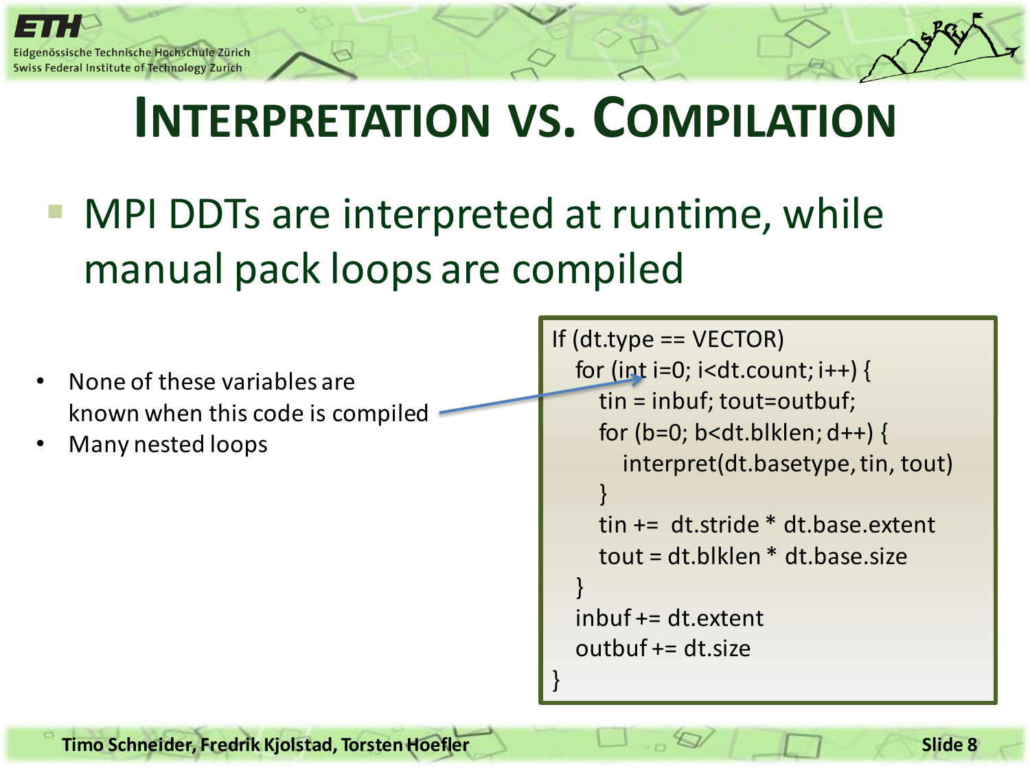# Interpretation vs. Compilation

- MPI DDTs are interpreted at runtime, while manual pack loops are compiled

- None of these variables are known when this code is compiled
- Many nested loops

```
If (dt.type == VECTOR)
   for (int i=0; i<dt.count; i++) {
      tin = inbuf; tout=outbuf;
      for (b=0; b<dt.blklen; d++) {
         interpret(dt.basetype, tin, tout)
      }
      tin +=  dt.stride * dt.base.extent
      tout = dt.blklen * dt.base.size
   }
   inbuf += dt.extent
   outbuf += dt.size
}
```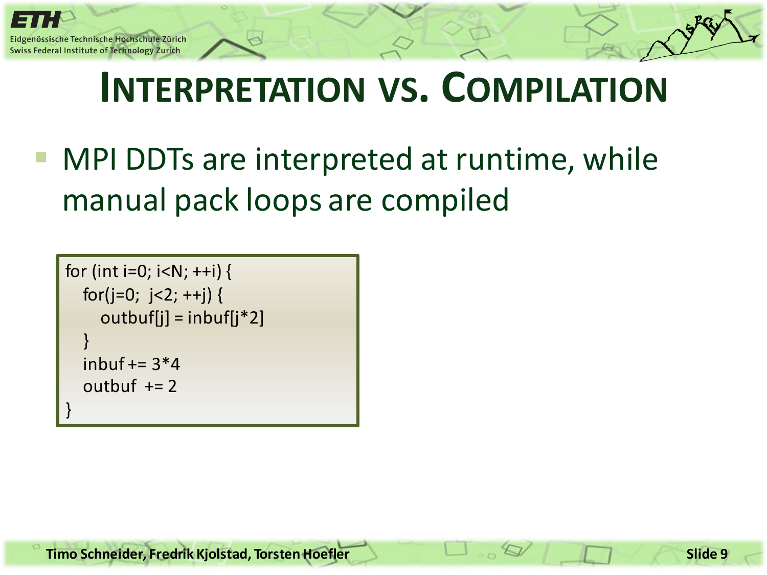# Interpretation vs. Compilation

- MPI DDTs are interpreted at runtime, while manual pack loops are compiled

```
for (int i=0; i<N; ++i) {
   for(j=0;  j<2; ++j) {
      outbuf[j] = inbuf[j*2]
   }
   inbuf += 3*4
   outbuf  += 2
}
```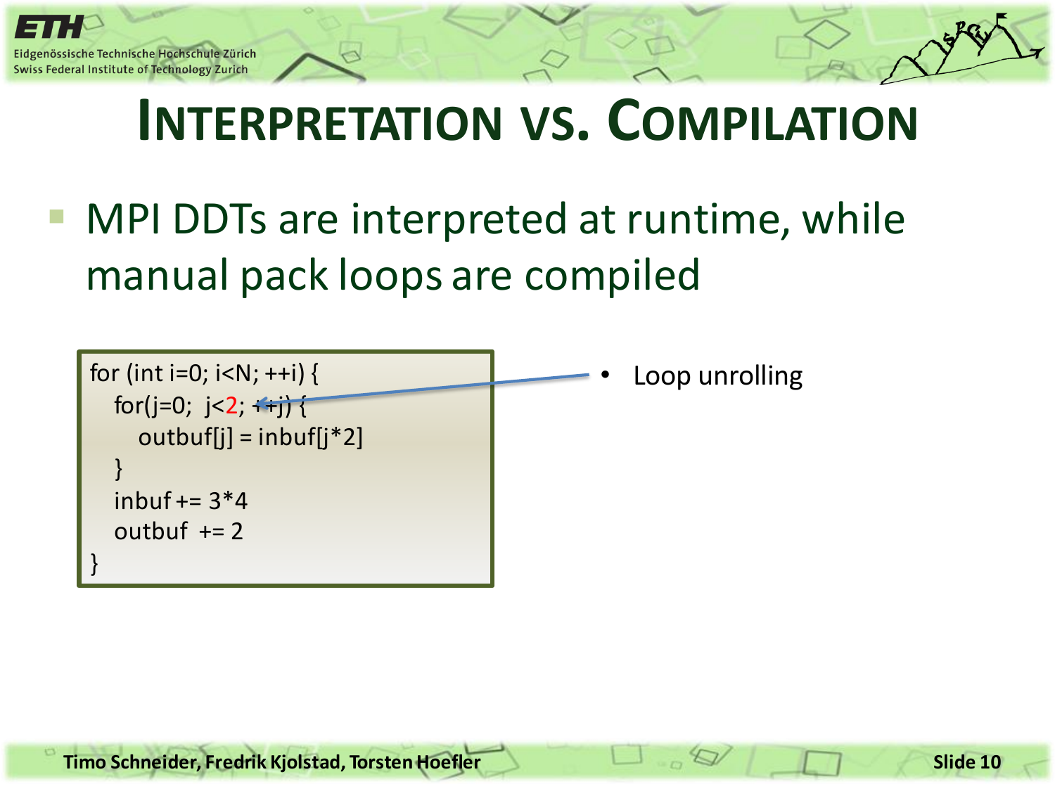# Interpretation vs. Compilation

- MPI DDTs are interpreted at runtime, while manual pack loops are compiled

```
for (int i=0; i<N; ++i) {
   for(j=0;  j<2; ++j) {
      outbuf[j] = inbuf[j*2]
   }
   inbuf += 3*4
   outbuf  += 2
}
```

- Loop unrolling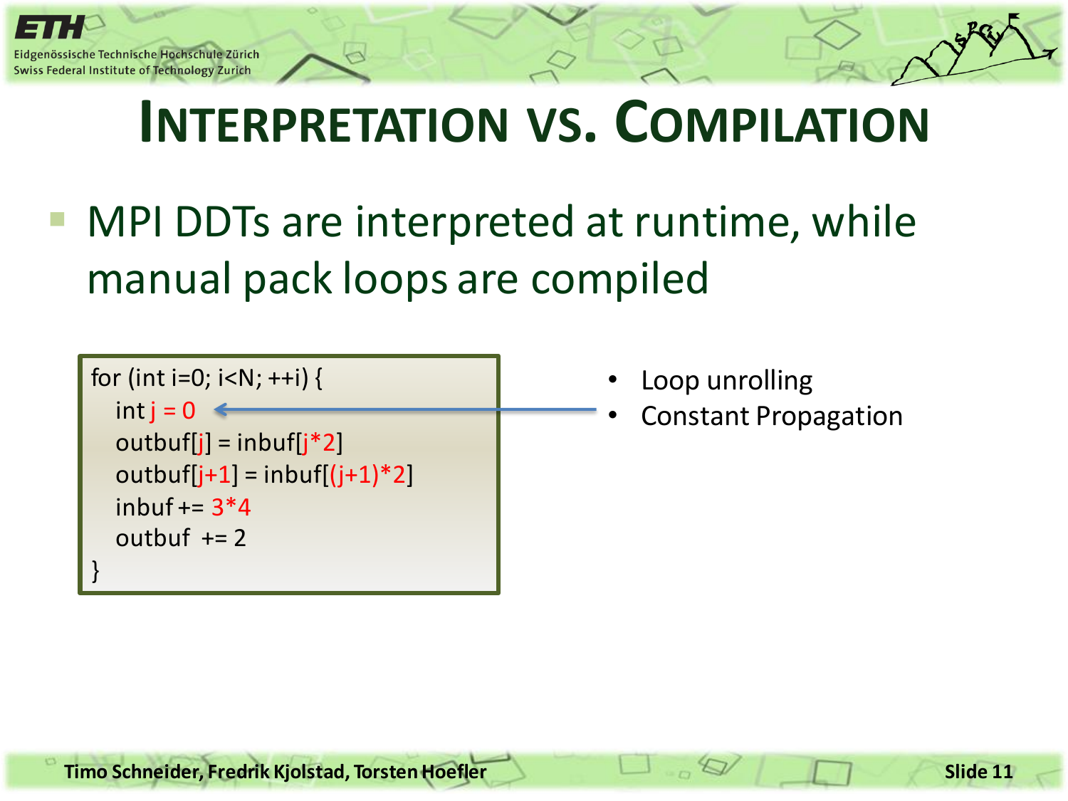# INTERPRETATION VS. COMPILATION

- MPI DDTs are interpreted at runtime, while manual pack loops are compiled

```
for (int i=0; i<N; ++i) {
   int j = 0
   outbuf[j] = inbuf[j*2]
   outbuf[j+1] = inbuf[(j+1)*2]
   inbuf += 3*4
   outbuf  += 2
}
```

- Loop unrolling
- Constant Propagation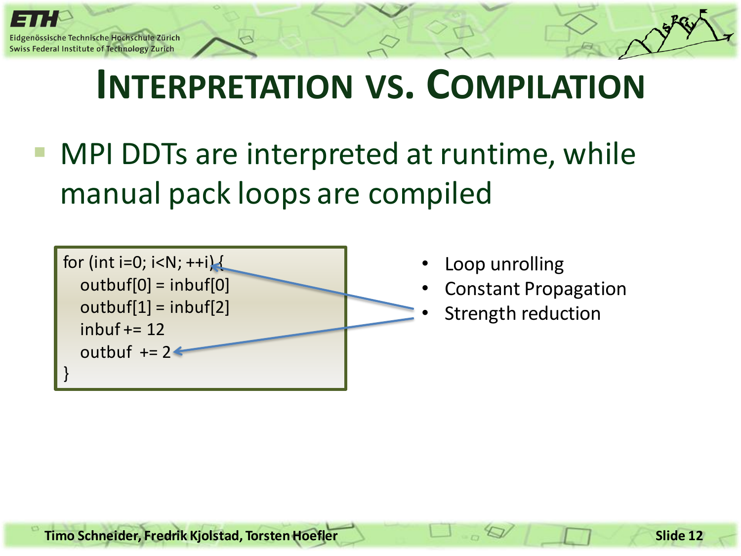# Interpretation vs. Compilation

- MPI DDTs are interpreted at runtime, while manual pack loops are compiled

```
for (int i=0; i<N; ++i) {
  outbuf[0] = inbuf[0]
  outbuf[1] = inbuf[2]
  inbuf += 12
  outbuf  += 2
}
```

- Loop unrolling
- Constant Propagation
- Strength reduction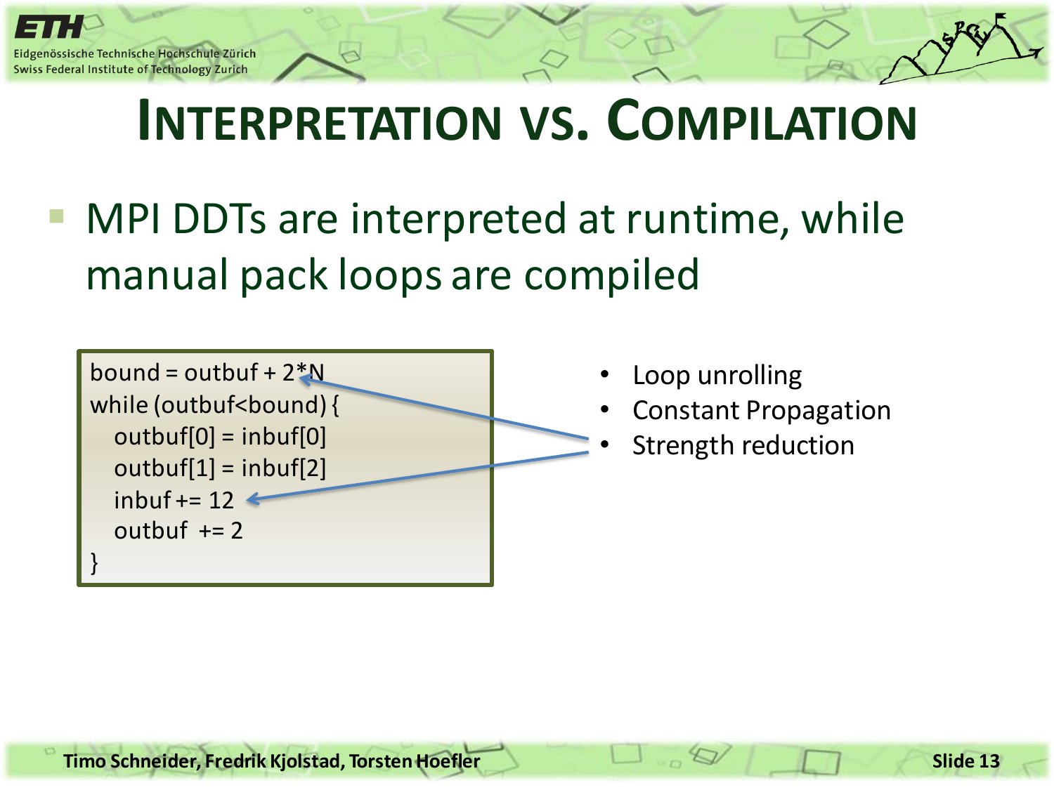# Interpretation vs. Compilation

- MPI DDTs are interpreted at runtime, while manual pack loops are compiled

```
bound = outbuf + 2*N
while (outbuf<bound) {
   outbuf[0] = inbuf[0]
   outbuf[1] = inbuf[2]
   inbuf += 12
   outbuf  += 2
}
```

- Loop unrolling
- Constant Propagation
- Strength reduction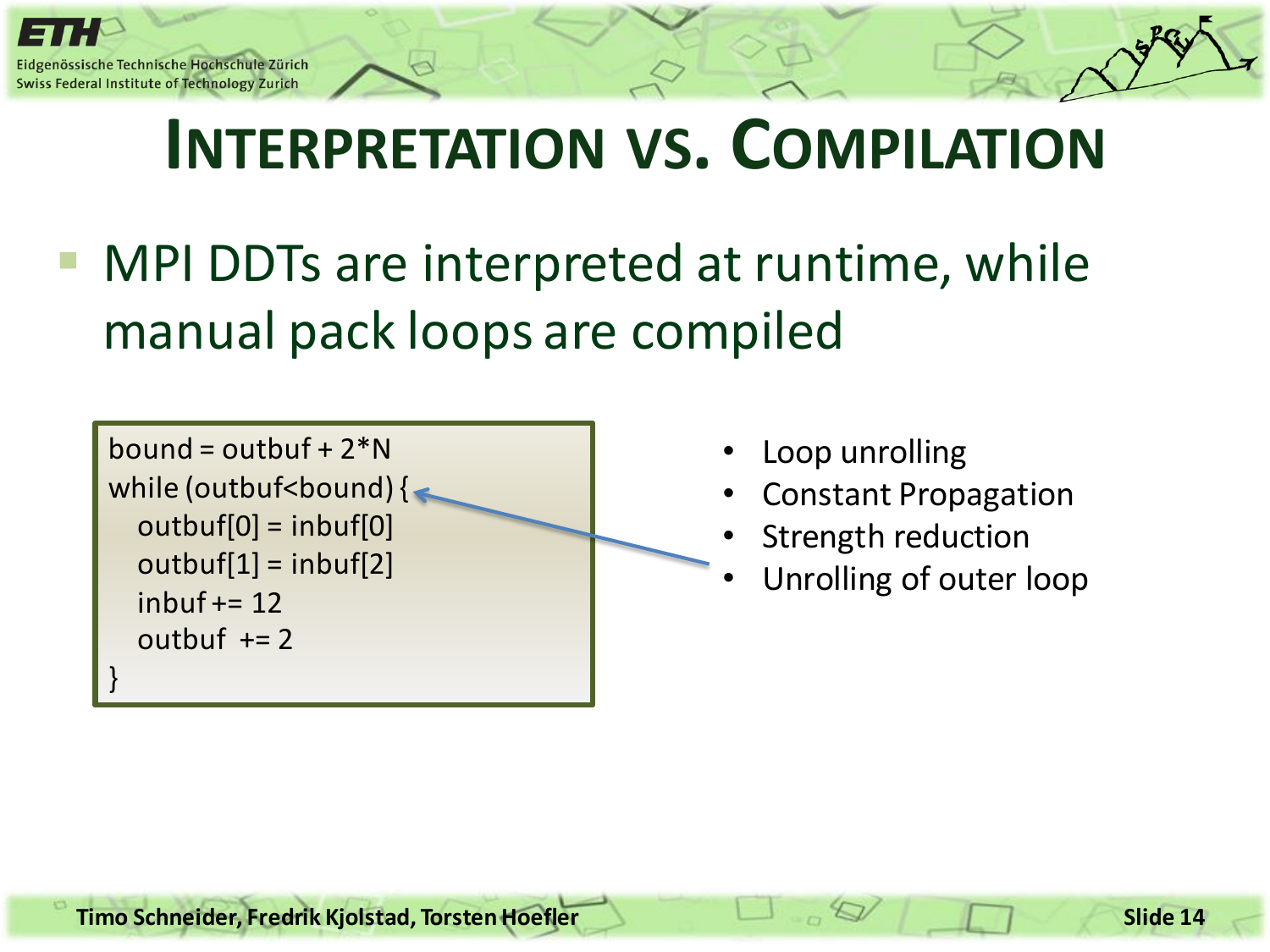# Interpretation vs. Compilation

- MPI DDTs are interpreted at runtime, while manual pack loops are compiled

```
bound = outbuf + 2*N
while (outbuf<bound) {
   outbuf[0] = inbuf[0]
   outbuf[1] = inbuf[2]
   inbuf += 12
   outbuf  += 2
}
```

- Loop unrolling
- Constant Propagation
- Strength reduction
- Unrolling of outer loop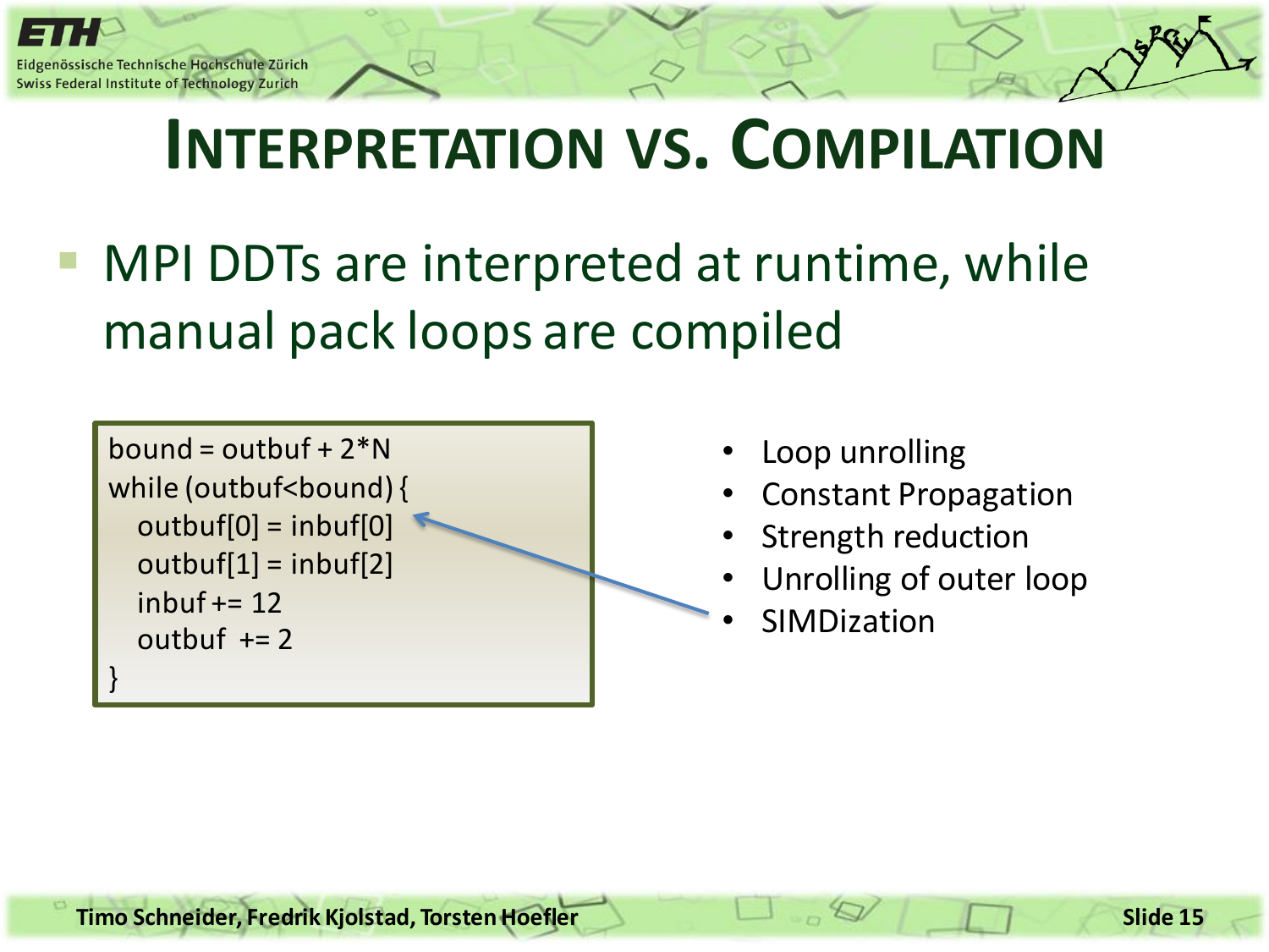# Interpretation vs. Compilation

- MPI DDTs are interpreted at runtime, while manual pack loops are compiled

```
bound = outbuf + 2*N
while (outbuf<bound) {
   outbuf[0] = inbuf[0]
   outbuf[1] = inbuf[2]
   inbuf += 12
   outbuf  += 2
}
```

- Loop unrolling
- Constant Propagation
- Strength reduction
- Unrolling of outer loop
- SIMDization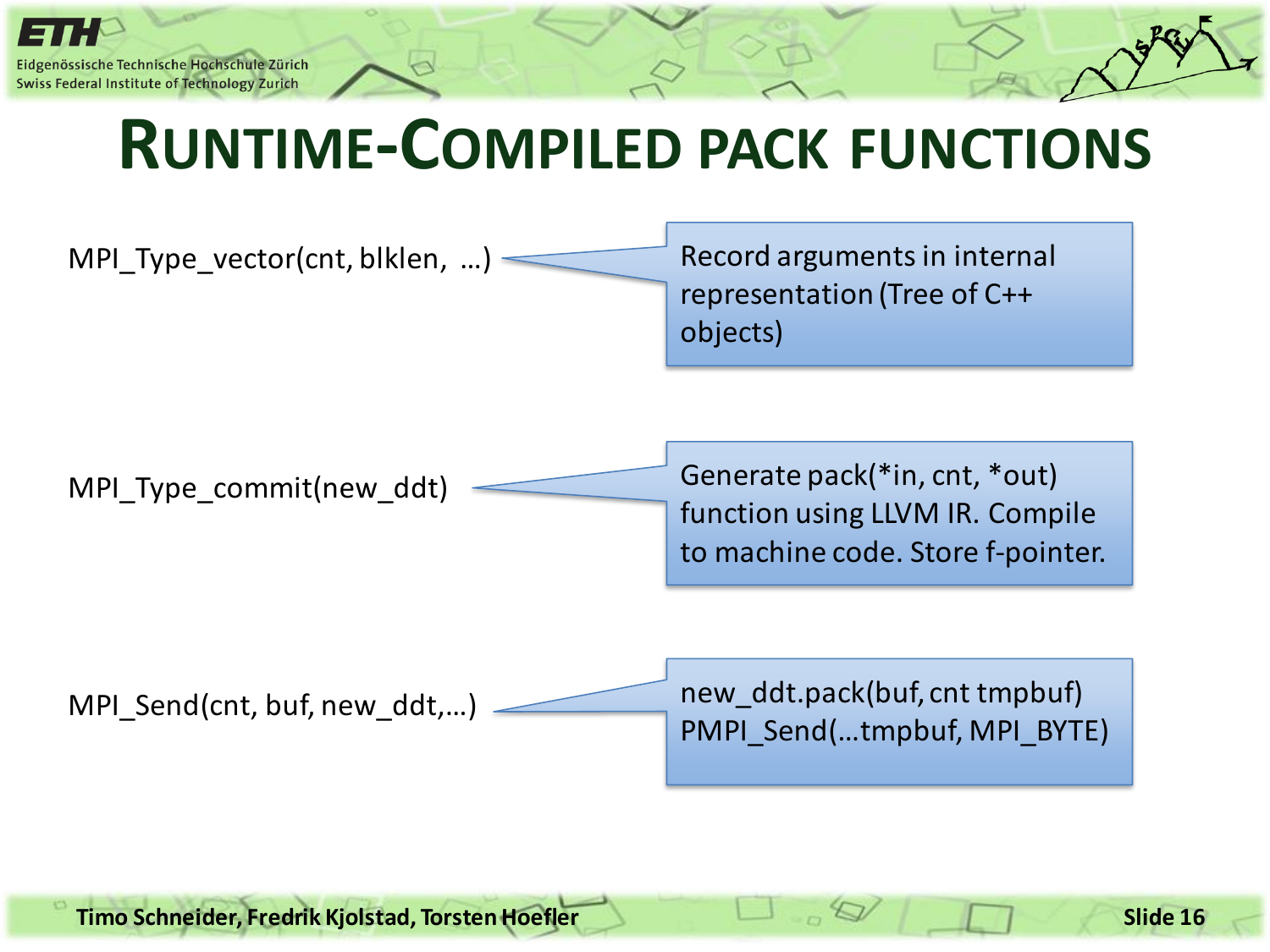# Runtime-Compiled pack functions

MPI_Type_vector(cnt, blklen, …)

> Record arguments in internal representation (Tree of C++ objects)

MPI_Type_commit(new_ddt)

> Generate pack(*in, cnt, *out) function using LLVM IR. Compile to machine code. Store f-pointer.

MPI_Send(cnt, buf, new_ddt,…)

> new_ddt.pack(buf, cnt tmpbuf)
> PMPI_Send(…tmpbuf, MPI_BYTE)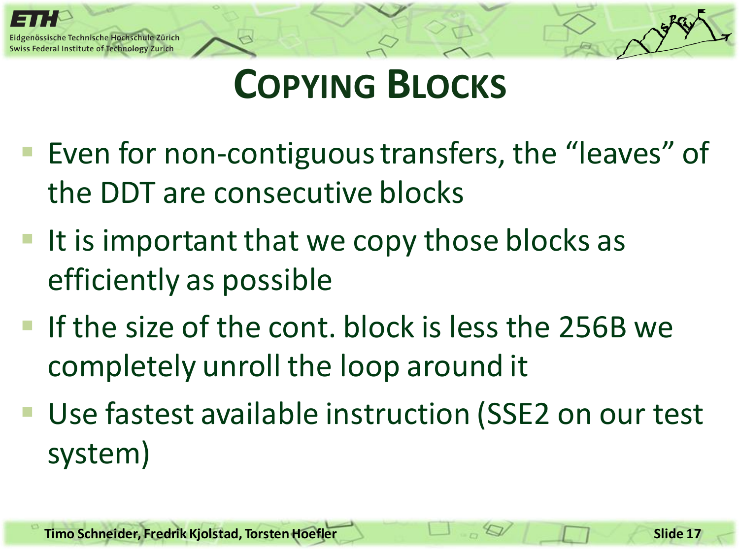# Copying Blocks

- Even for non-contiguous transfers, the "leaves" of the DDT are consecutive blocks
- It is important that we copy those blocks as efficiently as possible
- If the size of the cont. block is less the 256B we completely unroll the loop around it
- Use fastest available instruction (SSE2 on our test system)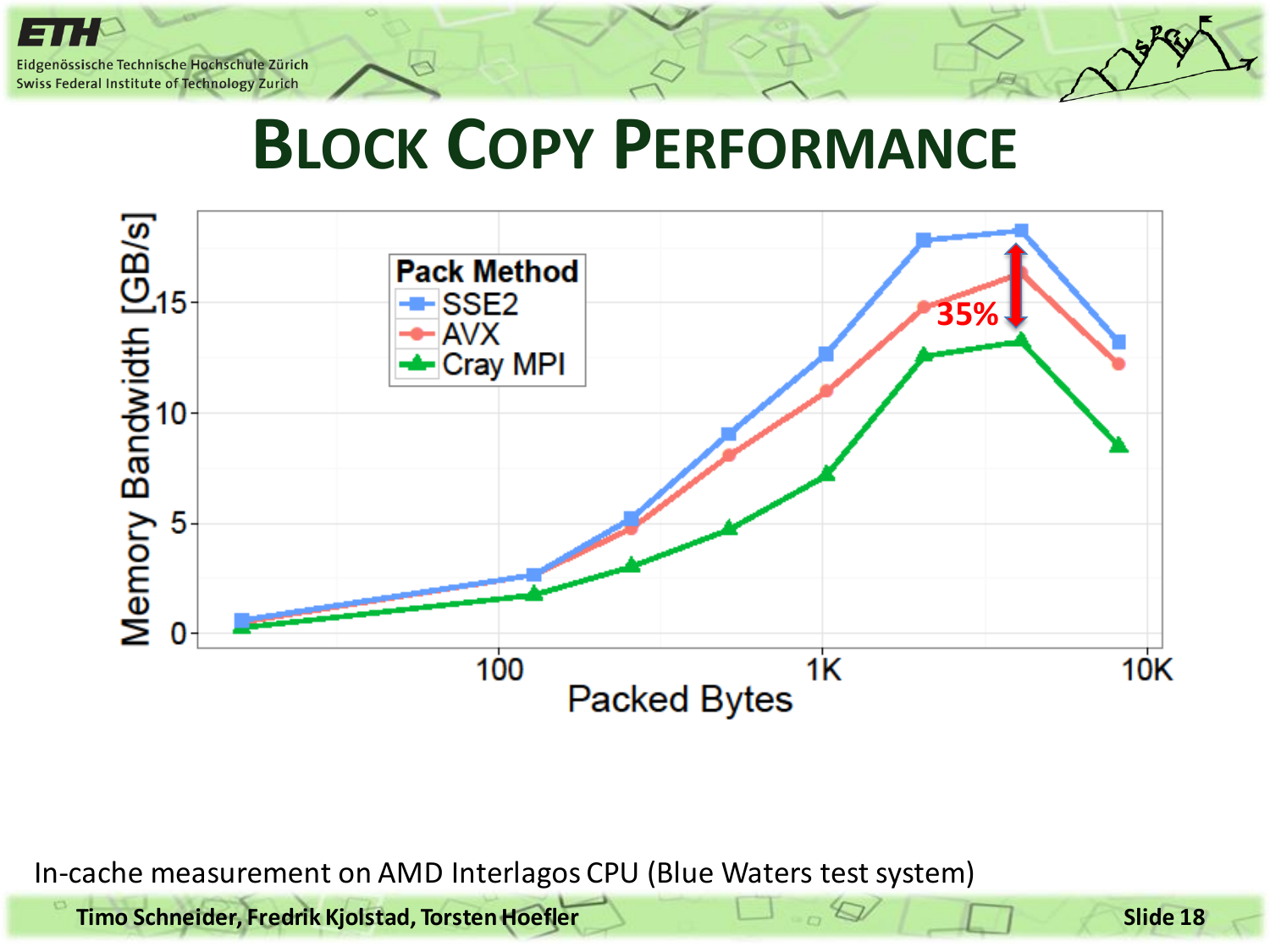# Block Copy Performance

In-cache measurement on AMD Interlagos CPU (Blue Waters test system)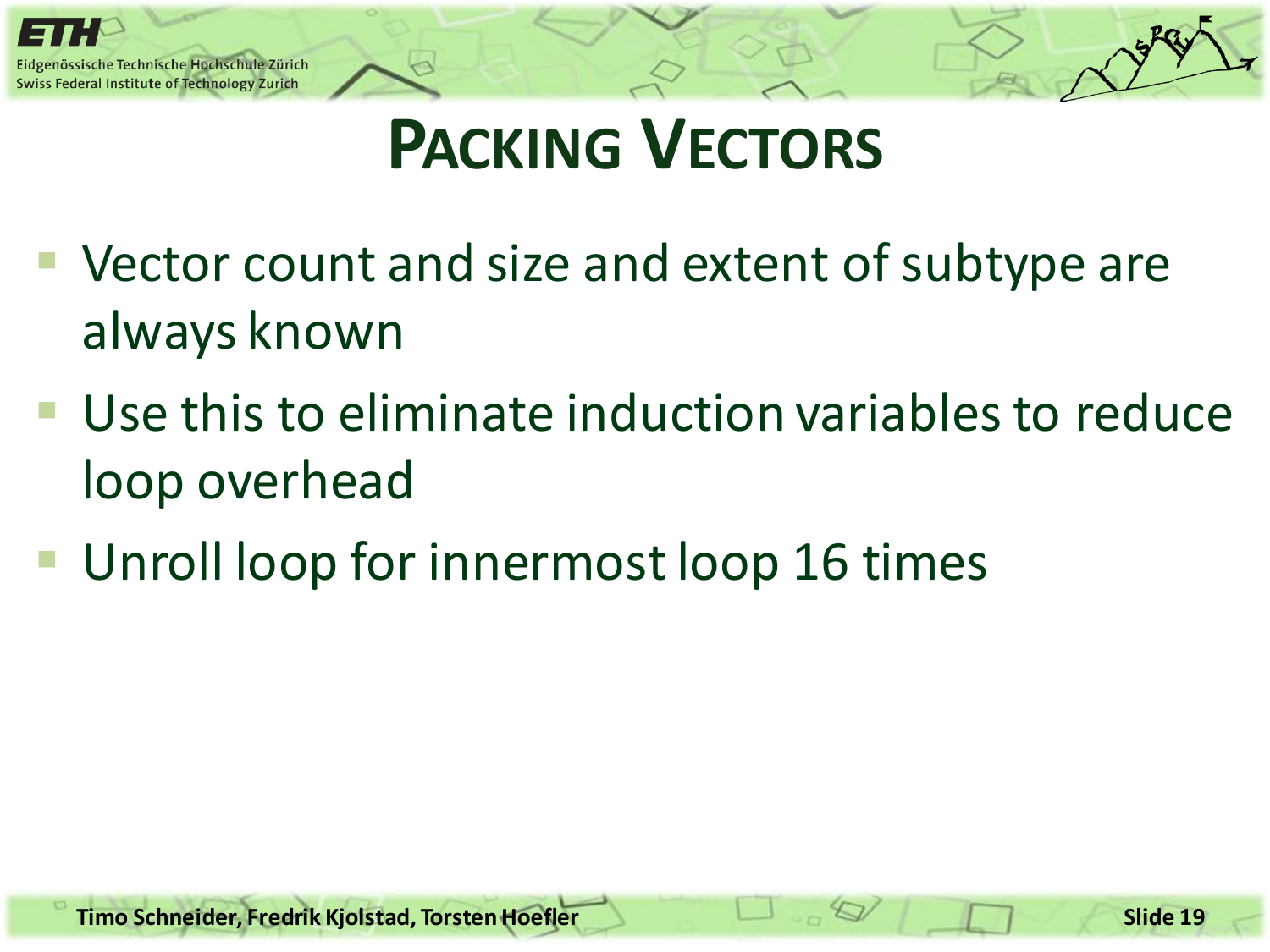# Packing Vectors

- Vector count and size and extent of subtype are always known
- Use this to eliminate induction variables to reduce loop overhead
- Unroll loop for innermost loop 16 times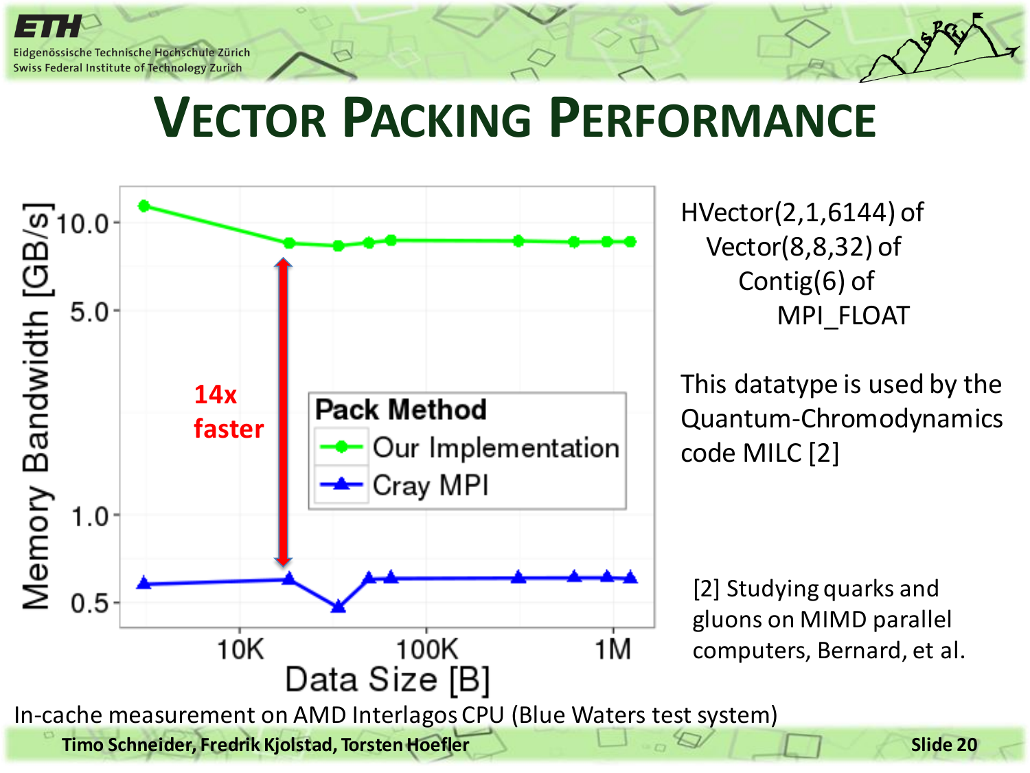# Vector Packing Performance

Memory Bandwidth [GB/s] vs. Data Size [B]

Pack Method:
- Our Implementation
- Cray MPI

**14x faster**

HVector(2,1,6144) of
Vector(8,8,32) of
Contig(6) of
MPI_FLOAT

This datatype is used by the Quantum-Chromodynamics code MILC [2]

[2] Studying quarks and gluons on MIMD parallel computers, Bernard, et al.

In-cache measurement on AMD Interlagos CPU (Blue Waters test system)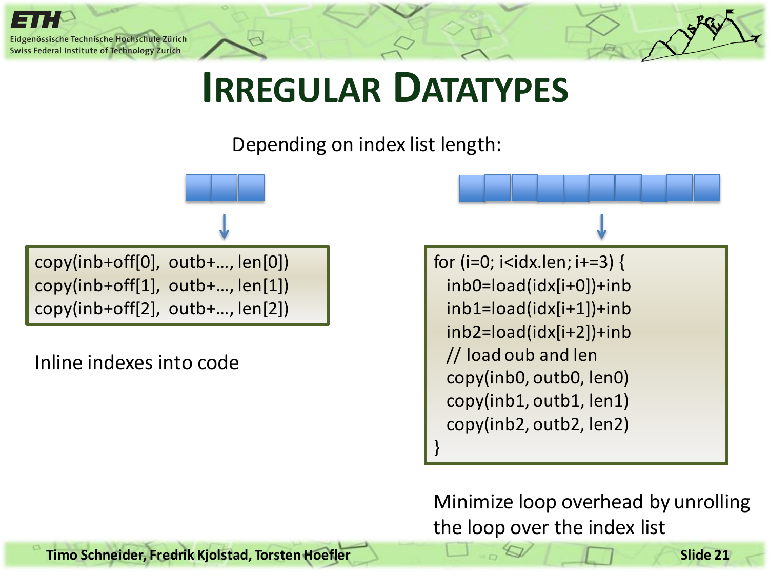# Irregular Datatypes

Depending on index list length:

```
copy(inb+off[0],  outb+…, len[0])
copy(inb+off[1],  outb+…, len[1])
copy(inb+off[2],  outb+…, len[2])
```

Inline indexes into code

```
for (i=0; i<idx.len; i+=3) {
  inb0=load(idx[i+0])+inb
  inb1=load(idx[i+1])+inb
  inb2=load(idx[i+2])+inb
  // load oub and len
  copy(inb0, outb0, len0)
  copy(inb1, outb1, len1)
  copy(inb2, outb2, len2)
}
```

Minimize loop overhead by unrolling the loop over the index list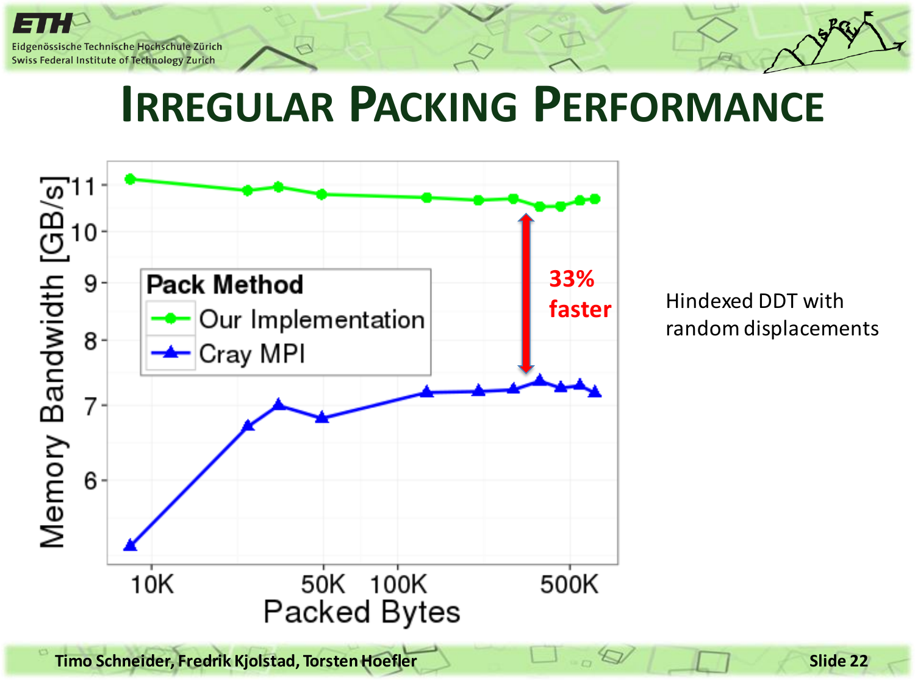# IRREGULAR PACKING PERFORMANCE

Memory Bandwidth [GB/s]

Pack Method
- Our Implementation
- Cray MPI

33% faster

Packed Bytes

10K 50K 100K 500K

Hindexed DDT with random displacements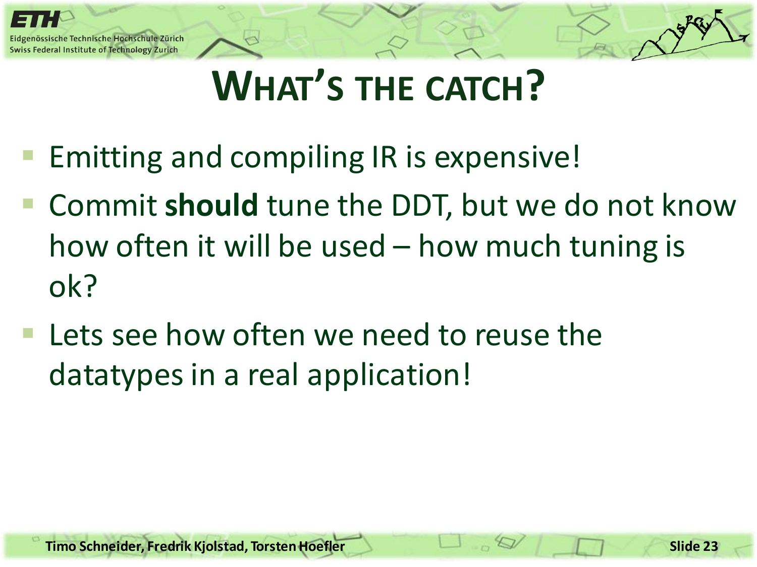# WHAT'S THE CATCH?

- Emitting and compiling IR is expensive!
- Commit **should** tune the DDT, but we do not know how often it will be used – how much tuning is ok?
- Lets see how often we need to reuse the datatypes in a real application!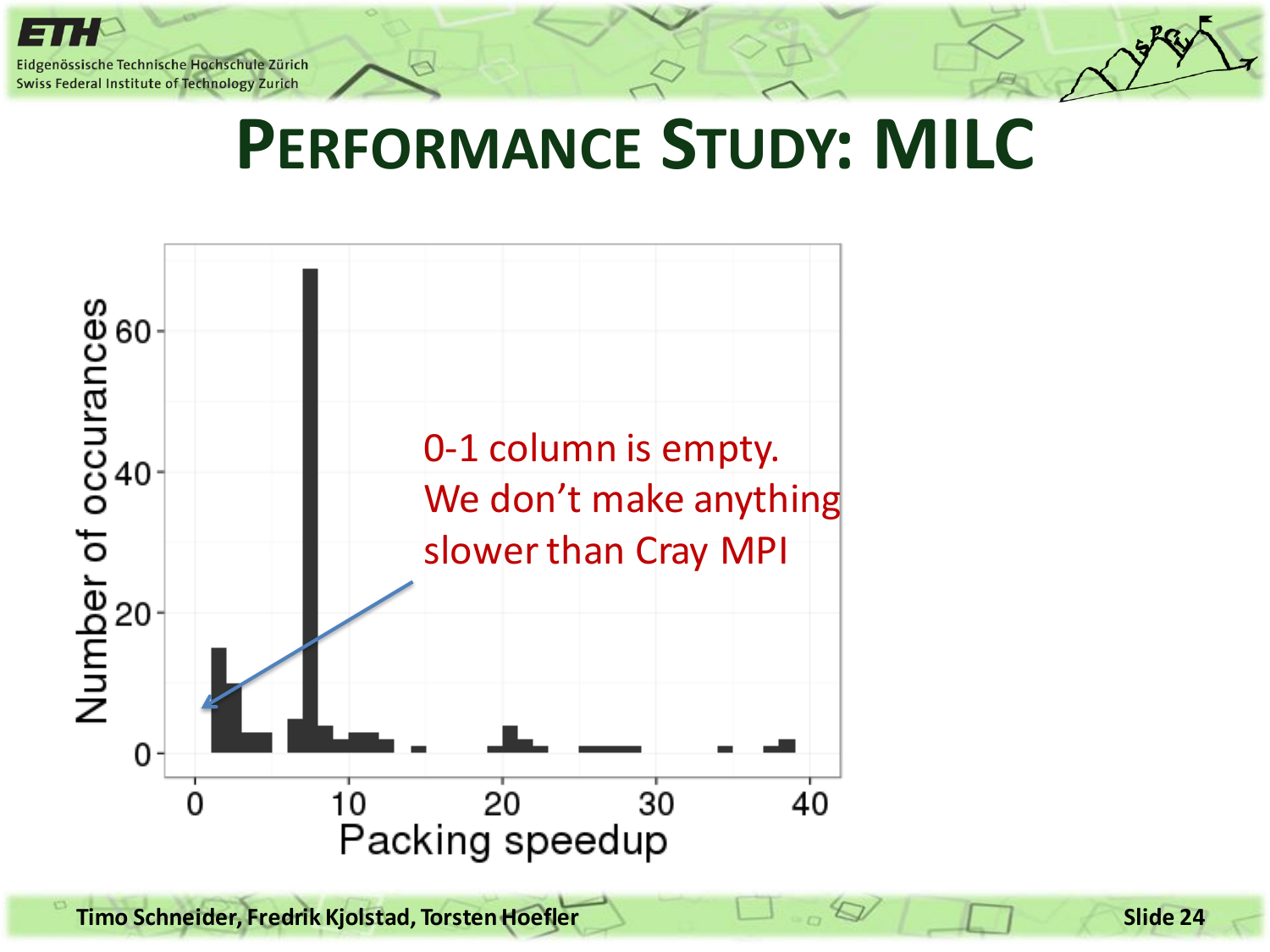# Performance Study: MILC

0-1 column is empty.
We don't make anything slower than Cray MPI

Number of occurances

Packing speedup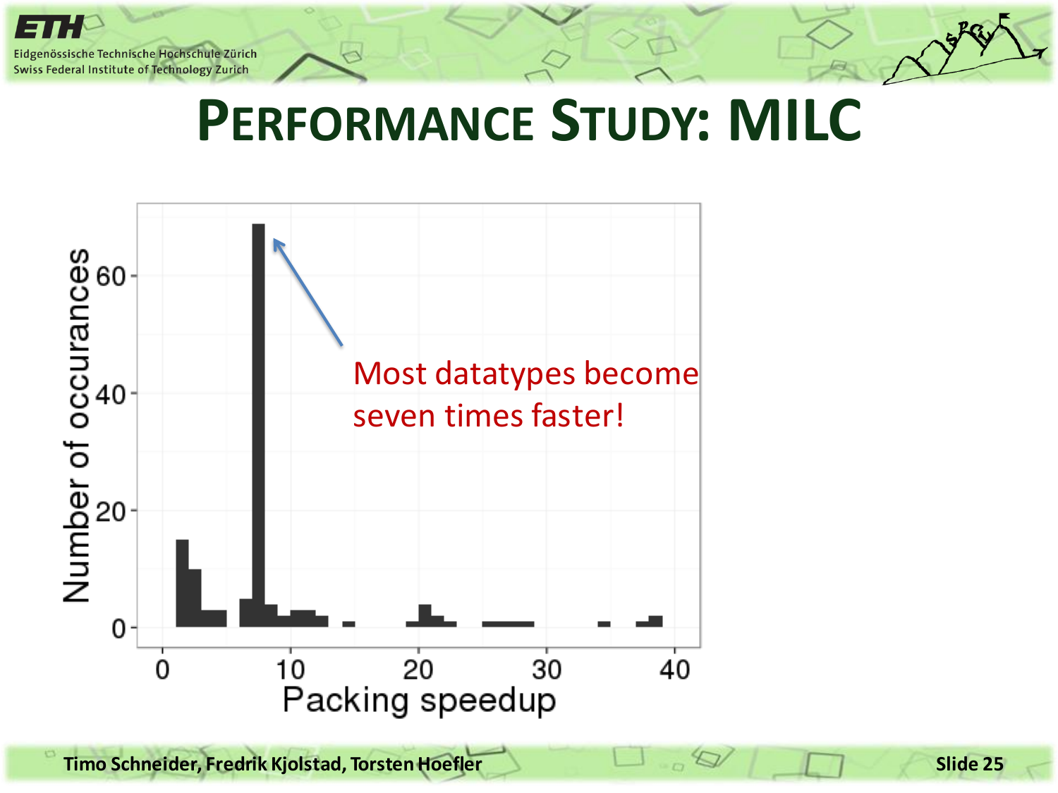# Performance Study: MILC

Most datatypes become seven times faster!

Number of occurances

Packing speedup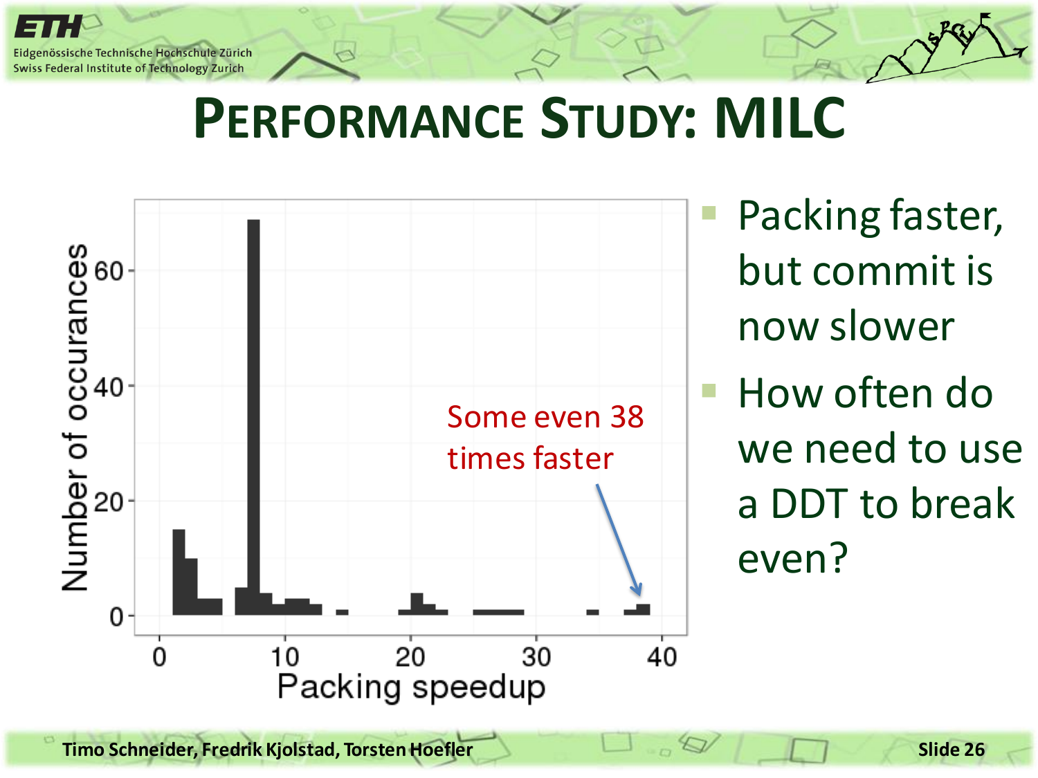# PERFORMANCE STUDY: MILC

- Packing faster, but commit is now slower
- How often do we need to use a DDT to break even?

Some even 38 times faster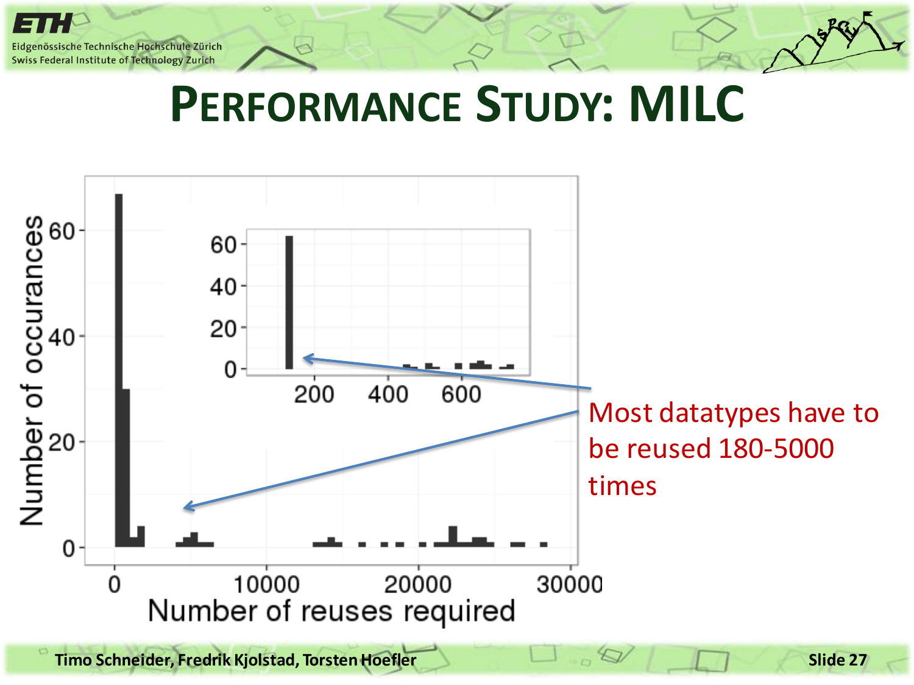# Performance Study: MILC

Most datatypes have to be reused 180-5000 times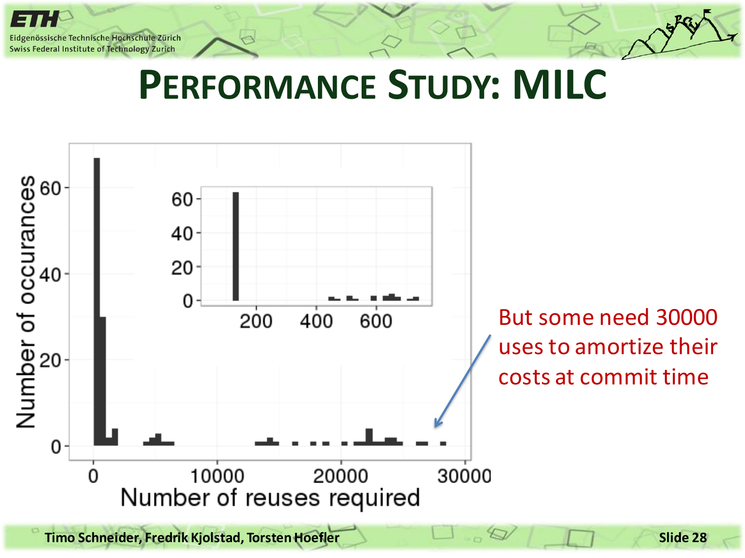# PERFORMANCE STUDY: MILC

But some need 30000 uses to amortize their costs at commit time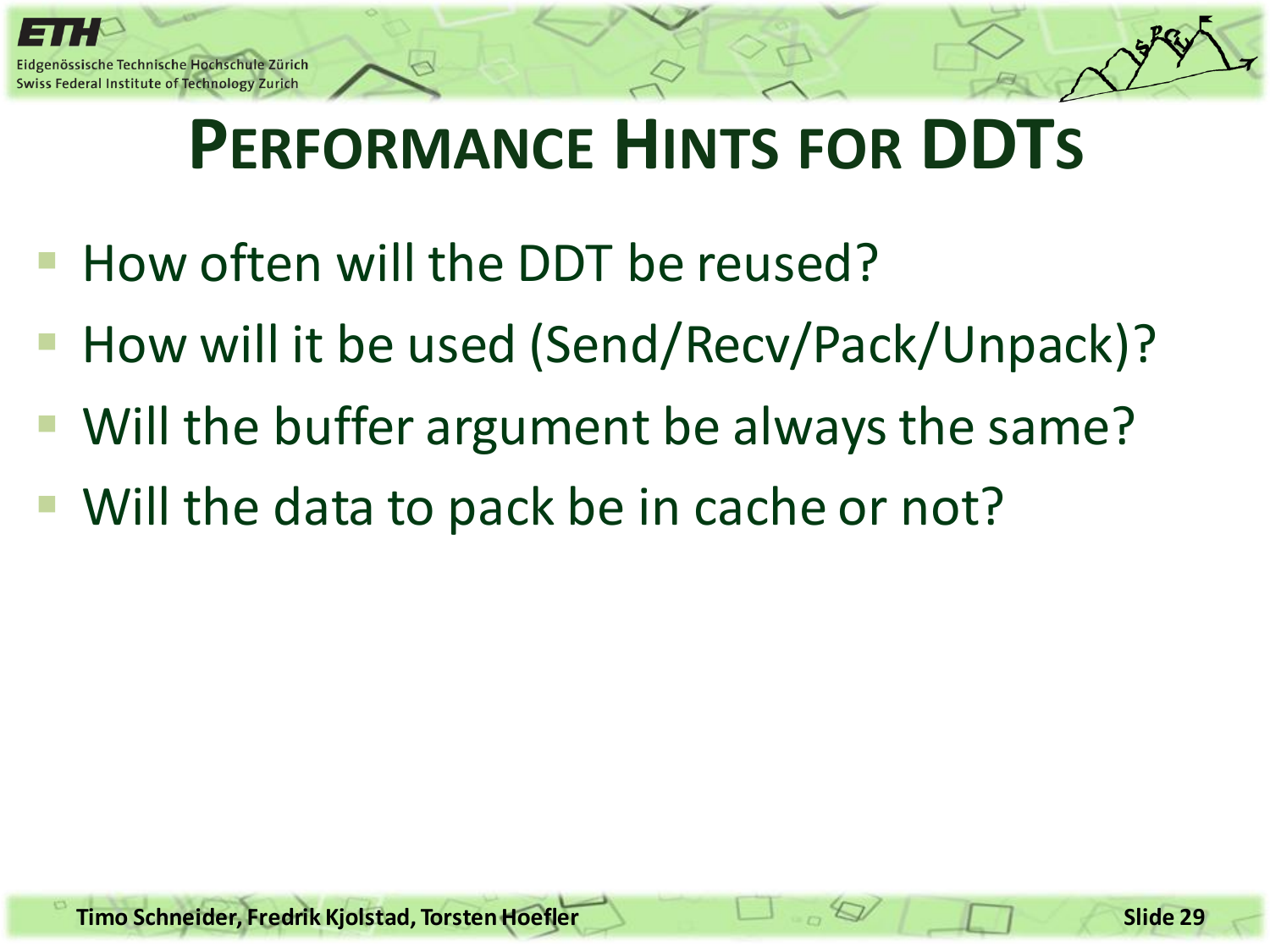# Performance Hints for DDTs

- How often will the DDT be reused?
- How will it be used (Send/Recv/Pack/Unpack)?
- Will the buffer argument be always the same?
- Will the data to pack be in cache or not?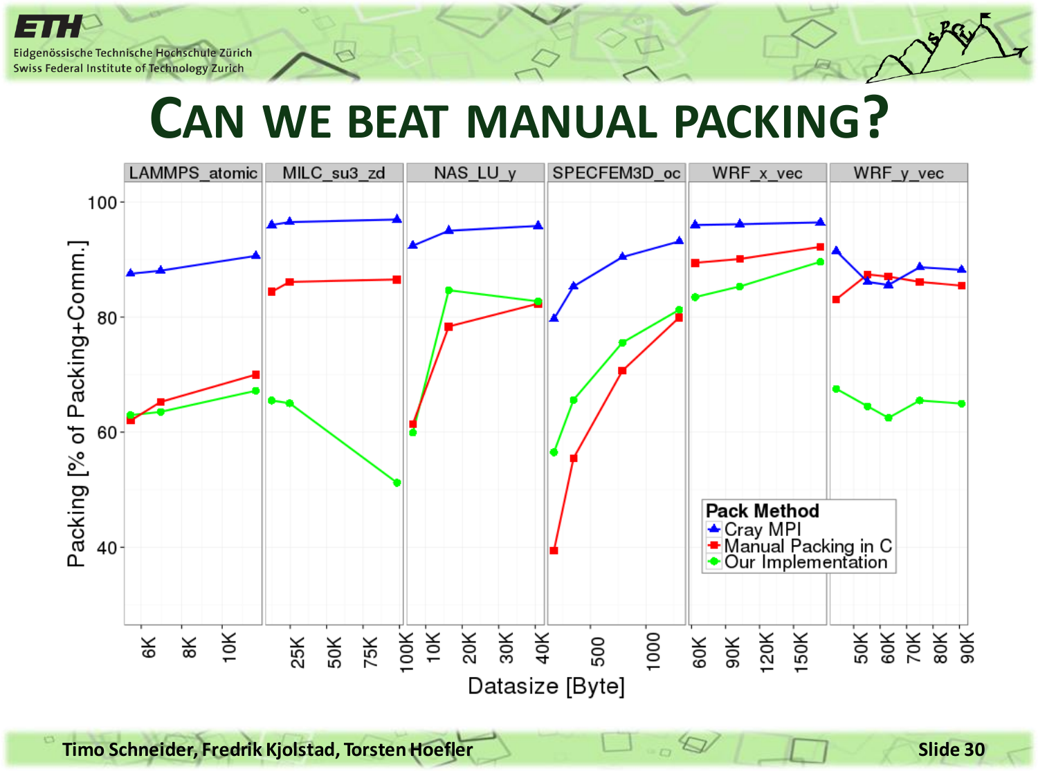# Can we beat manual packing?

Packing [% of Packing+Comm.]

Panels: LAMMPS_atomic, MILC_su3_zd, NAS_LU_y, SPECFEM3D_oc, WRF_x_vec, WRF_y_vec

Datasize [Byte]

**Pack Method**
- Cray MPI
- Manual Packing in C
- Our Implementation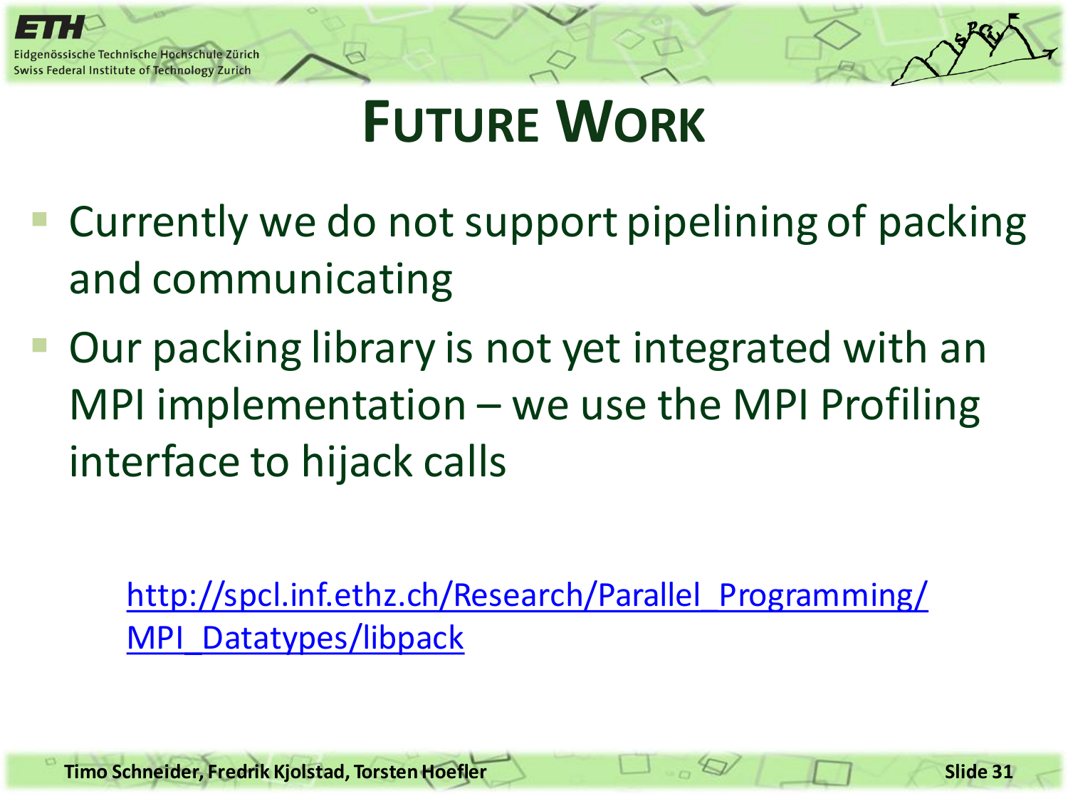# Future Work

- Currently we do not support pipelining of packing and communicating
- Our packing library is not yet integrated with an MPI implementation – we use the MPI Profiling interface to hijack calls

http://spcl.inf.ethz.ch/Research/Parallel_Programming/MPI_Datatypes/libpack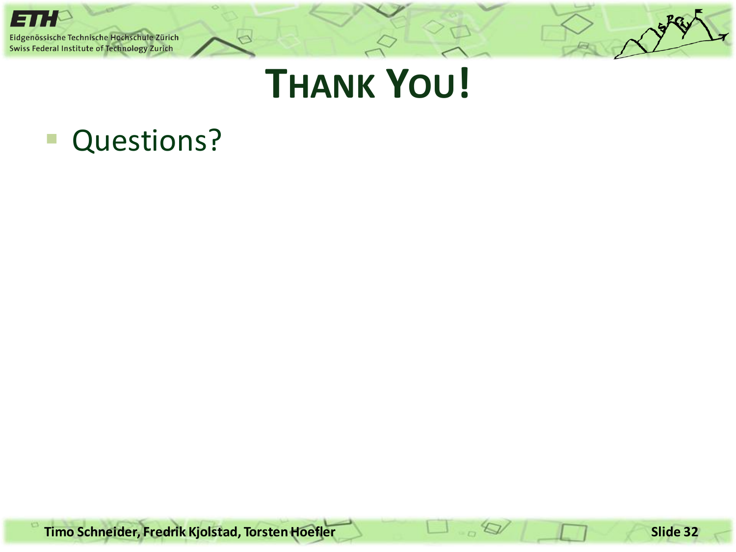# THANK YOU!

- Questions?